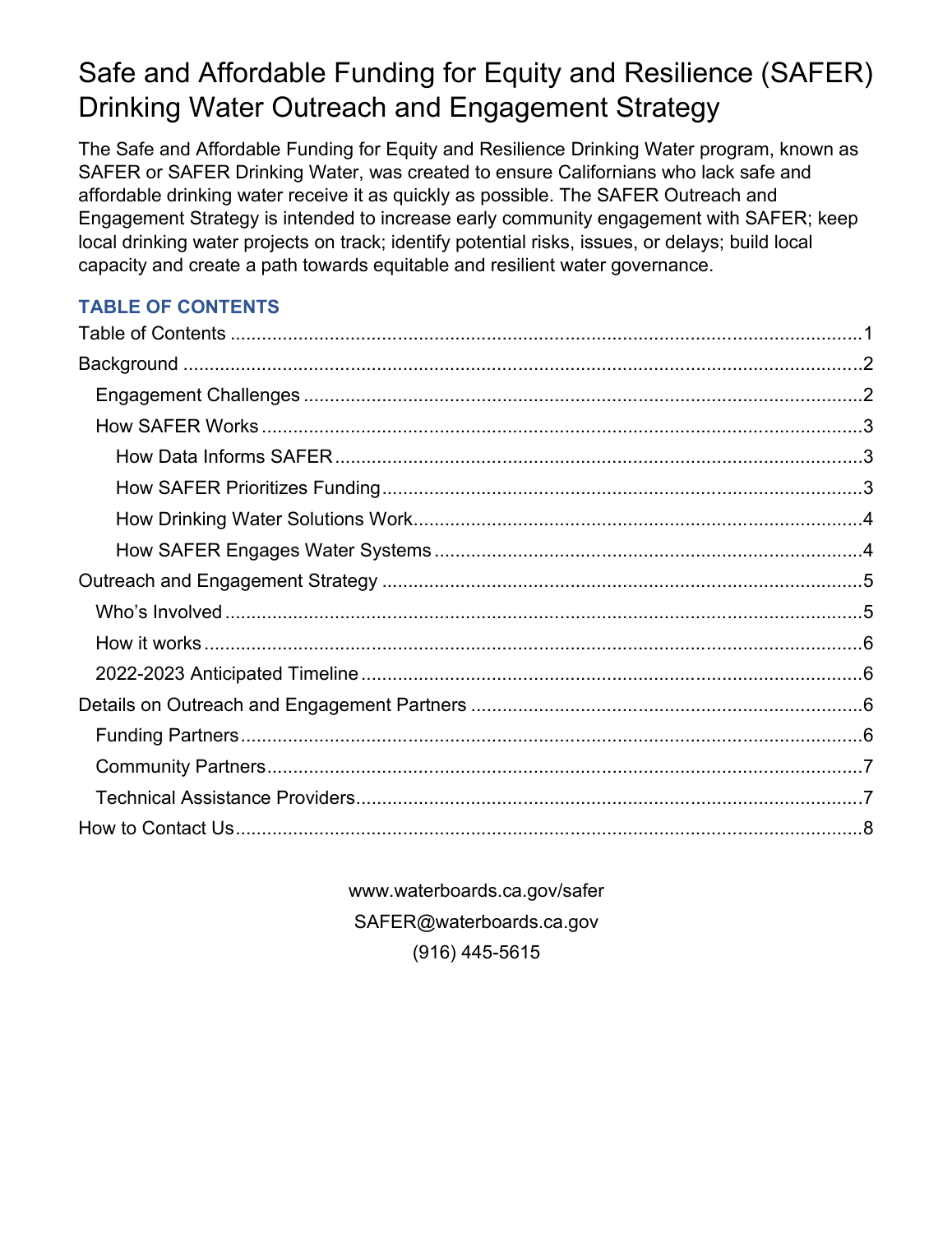# Safe and Affordable Funding for Equity and Resilience (SAFER) Drinking Water Outreach and Engagement Strategy

The Safe and Affordable Funding for Equity and Resilience Drinking Water program, known as SAFER or SAFER Drinking Water, was created to ensure Californians who lack safe and affordable drinking water receive it as quickly as possible. The SAFER Outreach and Engagement Strategy is intended to increase early community engagement with SAFER; keep local drinking water projects on track; identify potential risks, issues, or delays; build local capacity and create a path towards equitable and resilient water governance.

## TABLE OF CONTENTS

- Table of Contents ........................................ 1
- Background ........................................ 2
  - Engagement Challenges ........................................ 2
  - How SAFER Works ........................................ 3
    - How Data Informs SAFER ........................................ 3
    - How SAFER Prioritizes Funding ........................................ 3
    - How Drinking Water Solutions Work ........................................ 4
    - How SAFER Engages Water Systems ........................................ 4
- Outreach and Engagement Strategy ........................................ 5
  - Who's Involved ........................................ 5
  - How it works ........................................ 6
  - 2022-2023 Anticipated Timeline ........................................ 6
- Details on Outreach and Engagement Partners ........................................ 6
  - Funding Partners ........................................ 6
  - Community Partners ........................................ 7
  - Technical Assistance Providers ........................................ 7
- How to Contact Us ........................................ 8

www.waterboards.ca.gov/safer

SAFER@waterboards.ca.gov

(916) 445-5615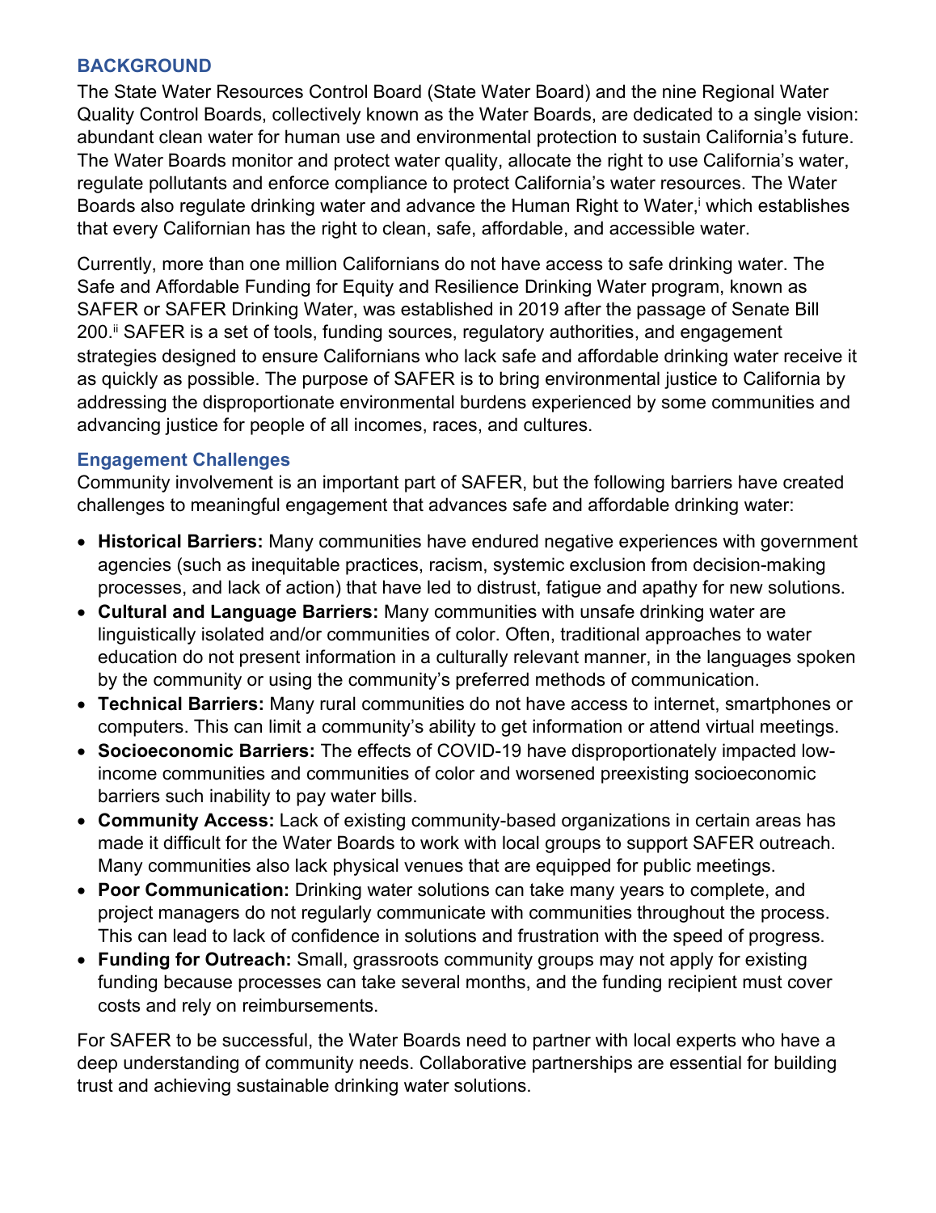## BACKGROUND

The State Water Resources Control Board (State Water Board) and the nine Regional Water Quality Control Boards, collectively known as the Water Boards, are dedicated to a single vision: abundant clean water for human use and environmental protection to sustain California's future. The Water Boards monitor and protect water quality, allocate the right to use California's water, regulate pollutants and enforce compliance to protect California's water resources. The Water Boards also regulate drinking water and advance the Human Right to Water,[i] which establishes that every Californian has the right to clean, safe, affordable, and accessible water.

Currently, more than one million Californians do not have access to safe drinking water. The Safe and Affordable Funding for Equity and Resilience Drinking Water program, known as SAFER or SAFER Drinking Water, was established in 2019 after the passage of Senate Bill 200.[ii] SAFER is a set of tools, funding sources, regulatory authorities, and engagement strategies designed to ensure Californians who lack safe and affordable drinking water receive it as quickly as possible. The purpose of SAFER is to bring environmental justice to California by addressing the disproportionate environmental burdens experienced by some communities and advancing justice for people of all incomes, races, and cultures.

### Engagement Challenges

Community involvement is an important part of SAFER, but the following barriers have created challenges to meaningful engagement that advances safe and affordable drinking water:

- **Historical Barriers:** Many communities have endured negative experiences with government agencies (such as inequitable practices, racism, systemic exclusion from decision-making processes, and lack of action) that have led to distrust, fatigue and apathy for new solutions.
- **Cultural and Language Barriers:** Many communities with unsafe drinking water are linguistically isolated and/or communities of color. Often, traditional approaches to water education do not present information in a culturally relevant manner, in the languages spoken by the community or using the community's preferred methods of communication.
- **Technical Barriers:** Many rural communities do not have access to internet, smartphones or computers. This can limit a community's ability to get information or attend virtual meetings.
- **Socioeconomic Barriers:** The effects of COVID-19 have disproportionately impacted low-income communities and communities of color and worsened preexisting socioeconomic barriers such inability to pay water bills.
- **Community Access:** Lack of existing community-based organizations in certain areas has made it difficult for the Water Boards to work with local groups to support SAFER outreach. Many communities also lack physical venues that are equipped for public meetings.
- **Poor Communication:** Drinking water solutions can take many years to complete, and project managers do not regularly communicate with communities throughout the process. This can lead to lack of confidence in solutions and frustration with the speed of progress.
- **Funding for Outreach:** Small, grassroots community groups may not apply for existing funding because processes can take several months, and the funding recipient must cover costs and rely on reimbursements.

For SAFER to be successful, the Water Boards need to partner with local experts who have a deep understanding of community needs. Collaborative partnerships are essential for building trust and achieving sustainable drinking water solutions.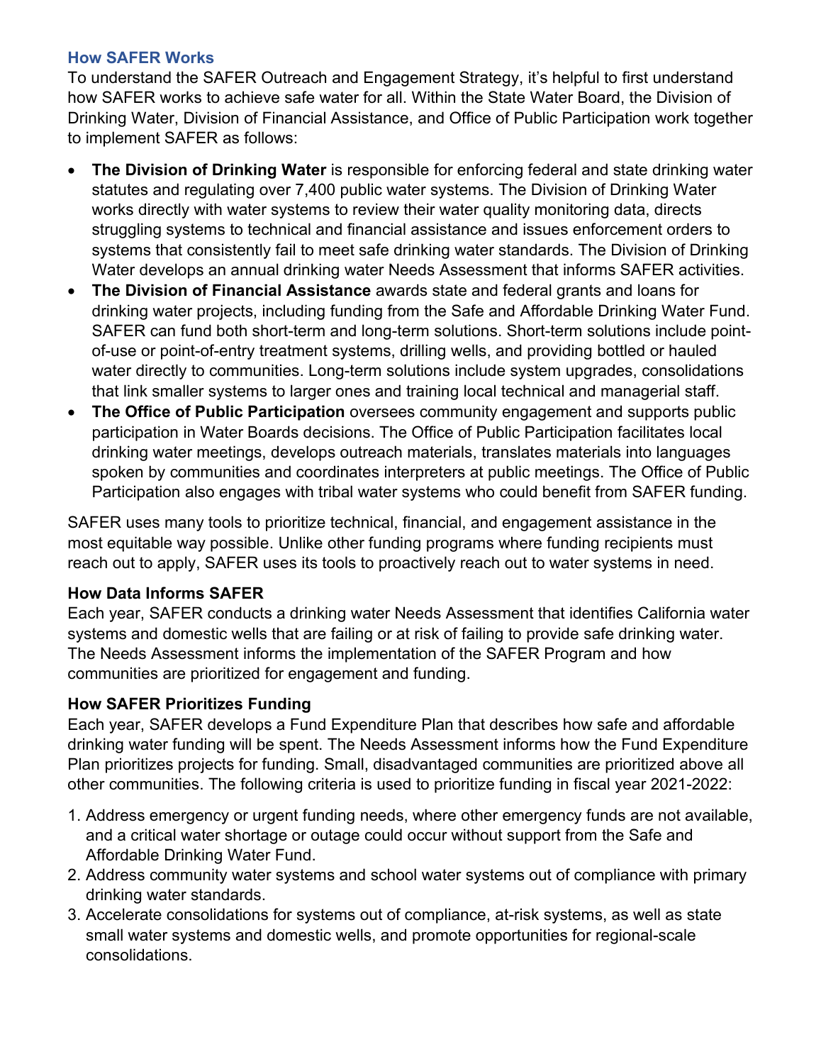## How SAFER Works

To understand the SAFER Outreach and Engagement Strategy, it's helpful to first understand how SAFER works to achieve safe water for all. Within the State Water Board, the Division of Drinking Water, Division of Financial Assistance, and Office of Public Participation work together to implement SAFER as follows:

- **The Division of Drinking Water** is responsible for enforcing federal and state drinking water statutes and regulating over 7,400 public water systems. The Division of Drinking Water works directly with water systems to review their water quality monitoring data, directs struggling systems to technical and financial assistance and issues enforcement orders to systems that consistently fail to meet safe drinking water standards. The Division of Drinking Water develops an annual drinking water Needs Assessment that informs SAFER activities.
- **The Division of Financial Assistance** awards state and federal grants and loans for drinking water projects, including funding from the Safe and Affordable Drinking Water Fund. SAFER can fund both short-term and long-term solutions. Short-term solutions include point-of-use or point-of-entry treatment systems, drilling wells, and providing bottled or hauled water directly to communities. Long-term solutions include system upgrades, consolidations that link smaller systems to larger ones and training local technical and managerial staff.
- **The Office of Public Participation** oversees community engagement and supports public participation in Water Boards decisions. The Office of Public Participation facilitates local drinking water meetings, develops outreach materials, translates materials into languages spoken by communities and coordinates interpreters at public meetings. The Office of Public Participation also engages with tribal water systems who could benefit from SAFER funding.

SAFER uses many tools to prioritize technical, financial, and engagement assistance in the most equitable way possible. Unlike other funding programs where funding recipients must reach out to apply, SAFER uses its tools to proactively reach out to water systems in need.

### How Data Informs SAFER

Each year, SAFER conducts a drinking water Needs Assessment that identifies California water systems and domestic wells that are failing or at risk of failing to provide safe drinking water. The Needs Assessment informs the implementation of the SAFER Program and how communities are prioritized for engagement and funding.

### How SAFER Prioritizes Funding

Each year, SAFER develops a Fund Expenditure Plan that describes how safe and affordable drinking water funding will be spent. The Needs Assessment informs how the Fund Expenditure Plan prioritizes projects for funding. Small, disadvantaged communities are prioritized above all other communities. The following criteria is used to prioritize funding in fiscal year 2021-2022:

1. Address emergency or urgent funding needs, where other emergency funds are not available, and a critical water shortage or outage could occur without support from the Safe and Affordable Drinking Water Fund.
2. Address community water systems and school water systems out of compliance with primary drinking water standards.
3. Accelerate consolidations for systems out of compliance, at-risk systems, as well as state small water systems and domestic wells, and promote opportunities for regional-scale consolidations.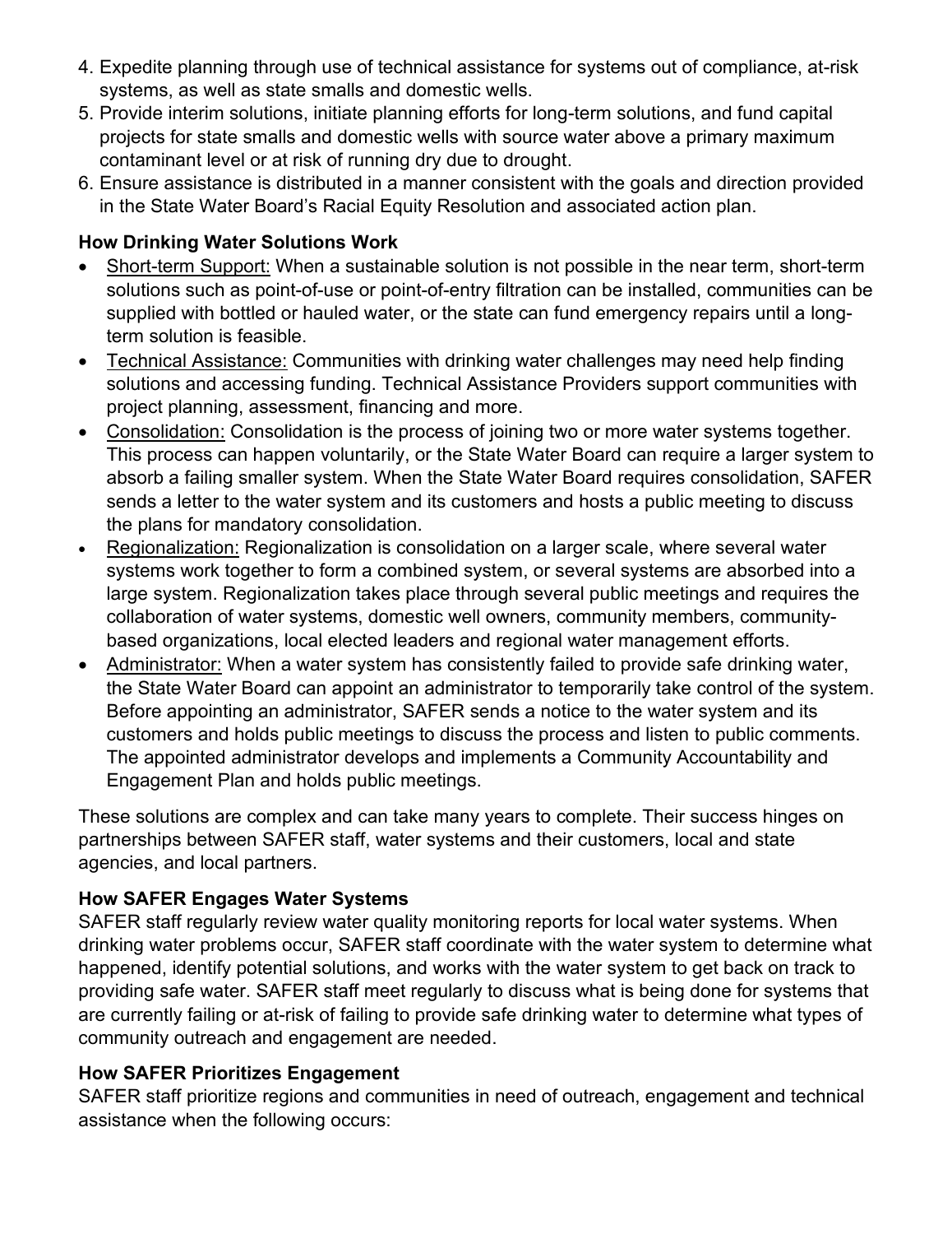4. Expedite planning through use of technical assistance for systems out of compliance, at-risk systems, as well as state smalls and domestic wells.
5. Provide interim solutions, initiate planning efforts for long-term solutions, and fund capital projects for state smalls and domestic wells with source water above a primary maximum contaminant level or at risk of running dry due to drought.
6. Ensure assistance is distributed in a manner consistent with the goals and direction provided in the State Water Board's Racial Equity Resolution and associated action plan.

**How Drinking Water Solutions Work**

- Short-term Support: When a sustainable solution is not possible in the near term, short-term solutions such as point-of-use or point-of-entry filtration can be installed, communities can be supplied with bottled or hauled water, or the state can fund emergency repairs until a long-term solution is feasible.
- Technical Assistance: Communities with drinking water challenges may need help finding solutions and accessing funding. Technical Assistance Providers support communities with project planning, assessment, financing and more.
- Consolidation: Consolidation is the process of joining two or more water systems together. This process can happen voluntarily, or the State Water Board can require a larger system to absorb a failing smaller system. When the State Water Board requires consolidation, SAFER sends a letter to the water system and its customers and hosts a public meeting to discuss the plans for mandatory consolidation.
- Regionalization: Regionalization is consolidation on a larger scale, where several water systems work together to form a combined system, or several systems are absorbed into a large system. Regionalization takes place through several public meetings and requires the collaboration of water systems, domestic well owners, community members, community-based organizations, local elected leaders and regional water management efforts.
- Administrator: When a water system has consistently failed to provide safe drinking water, the State Water Board can appoint an administrator to temporarily take control of the system. Before appointing an administrator, SAFER sends a notice to the water system and its customers and holds public meetings to discuss the process and listen to public comments. The appointed administrator develops and implements a Community Accountability and Engagement Plan and holds public meetings.

These solutions are complex and can take many years to complete. Their success hinges on partnerships between SAFER staff, water systems and their customers, local and state agencies, and local partners.

**How SAFER Engages Water Systems**

SAFER staff regularly review water quality monitoring reports for local water systems. When drinking water problems occur, SAFER staff coordinate with the water system to determine what happened, identify potential solutions, and works with the water system to get back on track to providing safe water. SAFER staff meet regularly to discuss what is being done for systems that are currently failing or at-risk of failing to provide safe drinking water to determine what types of community outreach and engagement are needed.

**How SAFER Prioritizes Engagement**

SAFER staff prioritize regions and communities in need of outreach, engagement and technical assistance when the following occurs: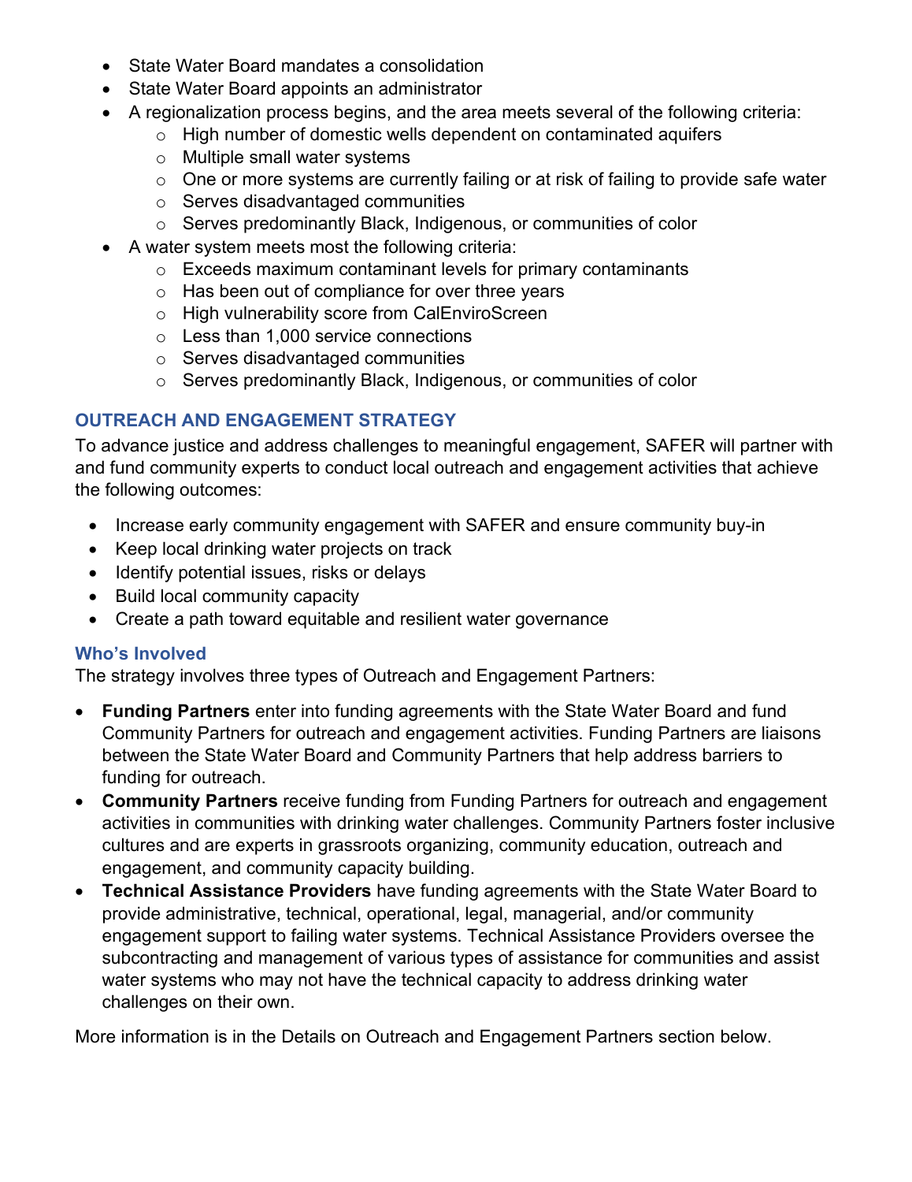- State Water Board mandates a consolidation
- State Water Board appoints an administrator
- A regionalization process begins, and the area meets several of the following criteria:
  - High number of domestic wells dependent on contaminated aquifers
  - Multiple small water systems
  - One or more systems are currently failing or at risk of failing to provide safe water
  - Serves disadvantaged communities
  - Serves predominantly Black, Indigenous, or communities of color
- A water system meets most the following criteria:
  - Exceeds maximum contaminant levels for primary contaminants
  - Has been out of compliance for over three years
  - High vulnerability score from CalEnviroScreen
  - Less than 1,000 service connections
  - Serves disadvantaged communities
  - Serves predominantly Black, Indigenous, or communities of color

## OUTREACH AND ENGAGEMENT STRATEGY

To advance justice and address challenges to meaningful engagement, SAFER will partner with and fund community experts to conduct local outreach and engagement activities that achieve the following outcomes:

- Increase early community engagement with SAFER and ensure community buy-in
- Keep local drinking water projects on track
- Identify potential issues, risks or delays
- Build local community capacity
- Create a path toward equitable and resilient water governance

### Who's Involved

The strategy involves three types of Outreach and Engagement Partners:

- **Funding Partners** enter into funding agreements with the State Water Board and fund Community Partners for outreach and engagement activities. Funding Partners are liaisons between the State Water Board and Community Partners that help address barriers to funding for outreach.
- **Community Partners** receive funding from Funding Partners for outreach and engagement activities in communities with drinking water challenges. Community Partners foster inclusive cultures and are experts in grassroots organizing, community education, outreach and engagement, and community capacity building.
- **Technical Assistance Providers** have funding agreements with the State Water Board to provide administrative, technical, operational, legal, managerial, and/or community engagement support to failing water systems. Technical Assistance Providers oversee the subcontracting and management of various types of assistance for communities and assist water systems who may not have the technical capacity to address drinking water challenges on their own.

More information is in the Details on Outreach and Engagement Partners section below.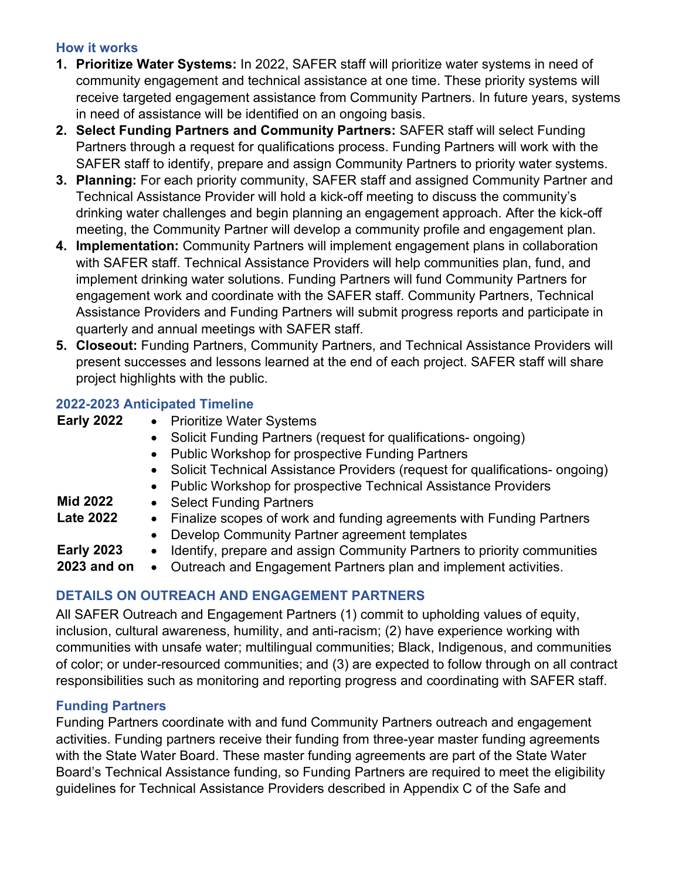### How it works

1. **Prioritize Water Systems:** In 2022, SAFER staff will prioritize water systems in need of community engagement and technical assistance at one time. These priority systems will receive targeted engagement assistance from Community Partners. In future years, systems in need of assistance will be identified on an ongoing basis.
2. **Select Funding Partners and Community Partners:** SAFER staff will select Funding Partners through a request for qualifications process. Funding Partners will work with the SAFER staff to identify, prepare and assign Community Partners to priority water systems.
3. **Planning:** For each priority community, SAFER staff and assigned Community Partner and Technical Assistance Provider will hold a kick-off meeting to discuss the community's drinking water challenges and begin planning an engagement approach. After the kick-off meeting, the Community Partner will develop a community profile and engagement plan.
4. **Implementation:** Community Partners will implement engagement plans in collaboration with SAFER staff. Technical Assistance Providers will help communities plan, fund, and implement drinking water solutions. Funding Partners will fund Community Partners for engagement work and coordinate with the SAFER staff. Community Partners, Technical Assistance Providers and Funding Partners will submit progress reports and participate in quarterly and annual meetings with SAFER staff.
5. **Closeout:** Funding Partners, Community Partners, and Technical Assistance Providers will present successes and lessons learned at the end of each project. SAFER staff will share project highlights with the public.

### 2022-2023 Anticipated Timeline

**Early 2022**
- Prioritize Water Systems
- Solicit Funding Partners (request for qualifications- ongoing)
- Public Workshop for prospective Funding Partners
- Solicit Technical Assistance Providers (request for qualifications- ongoing)
- Public Workshop for prospective Technical Assistance Providers

**Mid 2022**
- Select Funding Partners

**Late 2022**
- Finalize scopes of work and funding agreements with Funding Partners
- Develop Community Partner agreement templates

**Early 2023**
- Identify, prepare and assign Community Partners to priority communities

**2023 and on**
- Outreach and Engagement Partners plan and implement activities.

## DETAILS ON OUTREACH AND ENGAGEMENT PARTNERS

All SAFER Outreach and Engagement Partners (1) commit to upholding values of equity, inclusion, cultural awareness, humility, and anti-racism; (2) have experience working with communities with unsafe water; multilingual communities; Black, Indigenous, and communities of color; or under-resourced communities; and (3) are expected to follow through on all contract responsibilities such as monitoring and reporting progress and coordinating with SAFER staff.

### Funding Partners

Funding Partners coordinate with and fund Community Partners outreach and engagement activities. Funding partners receive their funding from three-year master funding agreements with the State Water Board. These master funding agreements are part of the State Water Board's Technical Assistance funding, so Funding Partners are required to meet the eligibility guidelines for Technical Assistance Providers described in Appendix C of the Safe and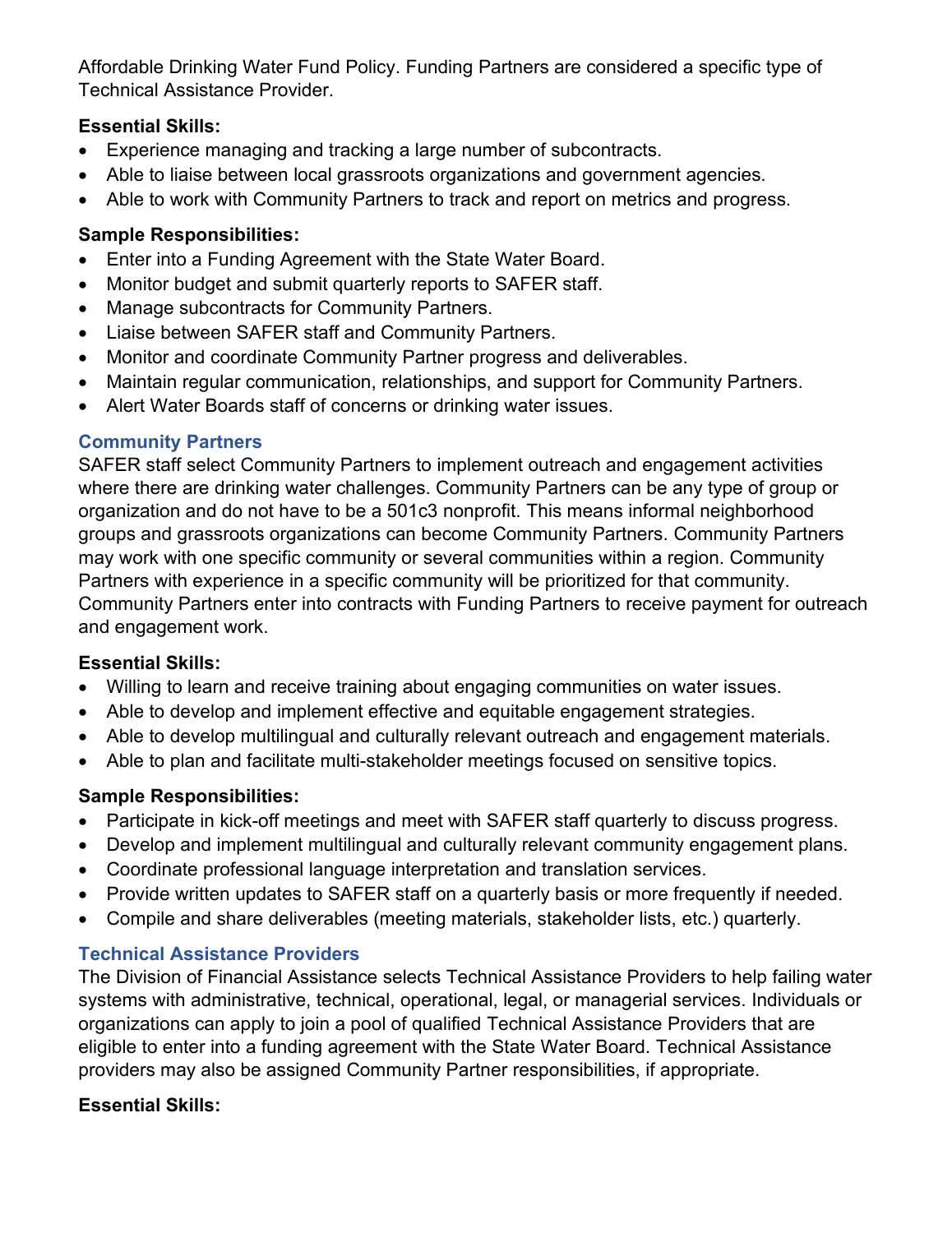Affordable Drinking Water Fund Policy. Funding Partners are considered a specific type of Technical Assistance Provider.

**Essential Skills:**

- Experience managing and tracking a large number of subcontracts.
- Able to liaise between local grassroots organizations and government agencies.
- Able to work with Community Partners to track and report on metrics and progress.

**Sample Responsibilities:**

- Enter into a Funding Agreement with the State Water Board.
- Monitor budget and submit quarterly reports to SAFER staff.
- Manage subcontracts for Community Partners.
- Liaise between SAFER staff and Community Partners.
- Monitor and coordinate Community Partner progress and deliverables.
- Maintain regular communication, relationships, and support for Community Partners.
- Alert Water Boards staff of concerns or drinking water issues.

### Community Partners

SAFER staff select Community Partners to implement outreach and engagement activities where there are drinking water challenges. Community Partners can be any type of group or organization and do not have to be a 501c3 nonprofit. This means informal neighborhood groups and grassroots organizations can become Community Partners. Community Partners may work with one specific community or several communities within a region. Community Partners with experience in a specific community will be prioritized for that community. Community Partners enter into contracts with Funding Partners to receive payment for outreach and engagement work.

**Essential Skills:**

- Willing to learn and receive training about engaging communities on water issues.
- Able to develop and implement effective and equitable engagement strategies.
- Able to develop multilingual and culturally relevant outreach and engagement materials.
- Able to plan and facilitate multi-stakeholder meetings focused on sensitive topics.

**Sample Responsibilities:**

- Participate in kick-off meetings and meet with SAFER staff quarterly to discuss progress.
- Develop and implement multilingual and culturally relevant community engagement plans.
- Coordinate professional language interpretation and translation services.
- Provide written updates to SAFER staff on a quarterly basis or more frequently if needed.
- Compile and share deliverables (meeting materials, stakeholder lists, etc.) quarterly.

### Technical Assistance Providers

The Division of Financial Assistance selects Technical Assistance Providers to help failing water systems with administrative, technical, operational, legal, or managerial services. Individuals or organizations can apply to join a pool of qualified Technical Assistance Providers that are eligible to enter into a funding agreement with the State Water Board. Technical Assistance providers may also be assigned Community Partner responsibilities, if appropriate.

**Essential Skills:**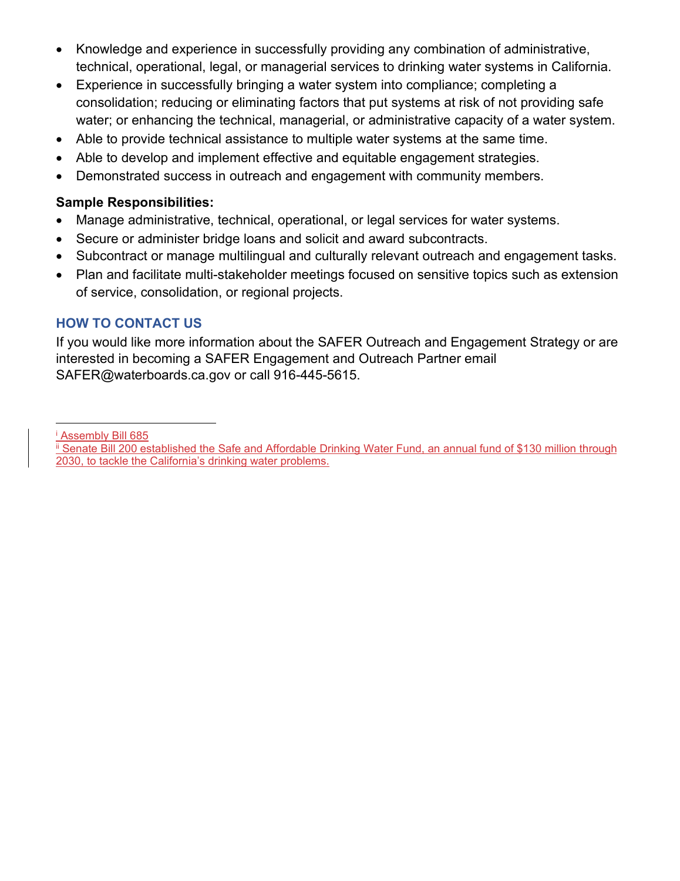- Knowledge and experience in successfully providing any combination of administrative, technical, operational, legal, or managerial services to drinking water systems in California.
- Experience in successfully bringing a water system into compliance; completing a consolidation; reducing or eliminating factors that put systems at risk of not providing safe water; or enhancing the technical, managerial, or administrative capacity of a water system.
- Able to provide technical assistance to multiple water systems at the same time.
- Able to develop and implement effective and equitable engagement strategies.
- Demonstrated success in outreach and engagement with community members.

**Sample Responsibilities:**

- Manage administrative, technical, operational, or legal services for water systems.
- Secure or administer bridge loans and solicit and award subcontracts.
- Subcontract or manage multilingual and culturally relevant outreach and engagement tasks.
- Plan and facilitate multi-stakeholder meetings focused on sensitive topics such as extension of service, consolidation, or regional projects.

## HOW TO CONTACT US

If you would like more information about the SAFER Outreach and Engagement Strategy or are interested in becoming a SAFER Engagement and Outreach Partner email SAFER@waterboards.ca.gov or call 916-445-5615.

---

[i] Assembly Bill 685

[ii] Senate Bill 200 established the Safe and Affordable Drinking Water Fund, an annual fund of $130 million through 2030, to tackle the California's drinking water problems.